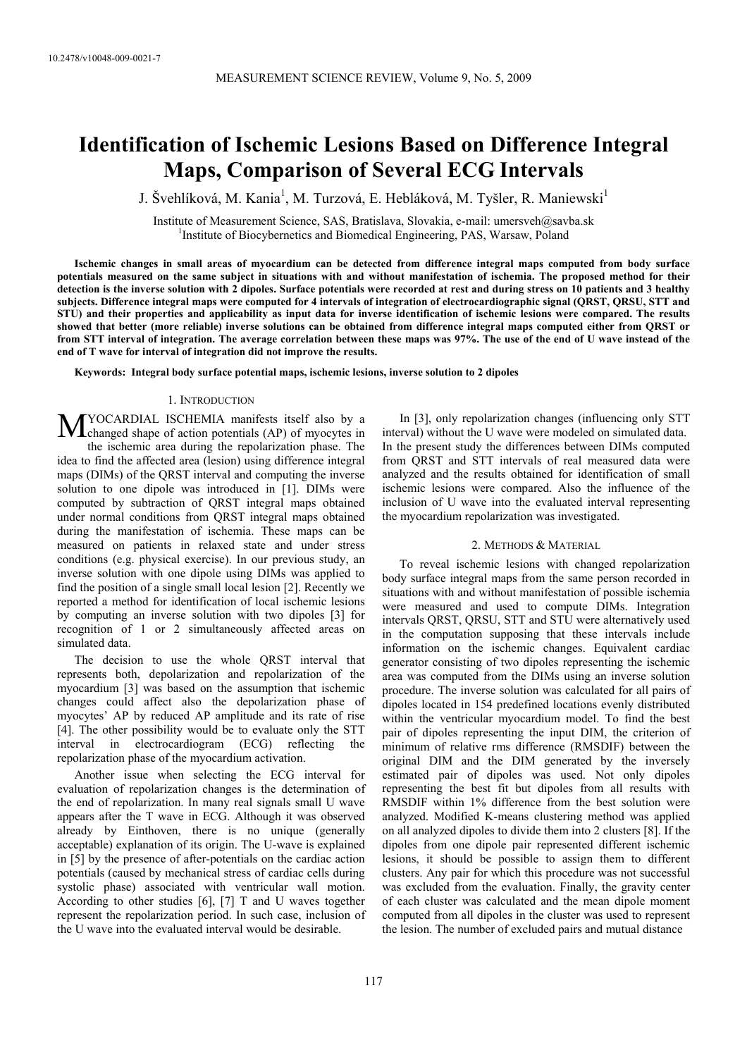10.2478/v10048-009-0021-7

# Identification of Ischemic Lesions Based on Difference Integral Maps, Comparison of Several ECG Intervals

J. Švehlíková, M. Kania[1], M. Turzová, E. Hebláková, M. Tyšler, R. Maniewski[1]

Institute of Measurement Science, SAS, Bratislava, Slovakia, e-mail: umersveh@savba.sk
[1]Institute of Biocybernetics and Biomedical Engineering, PAS, Warsaw, Poland

**Ischemic changes in small areas of myocardium can be detected from difference integral maps computed from body surface potentials measured on the same subject in situations with and without manifestation of ischemia. The proposed method for their detection is the inverse solution with 2 dipoles. Surface potentials were recorded at rest and during stress on 10 patients and 3 healthy subjects. Difference integral maps were computed for 4 intervals of integration of electrocardiographic signal (QRST, QRSU, STT and STU) and their properties and applicability as input data for inverse identification of ischemic lesions were compared. The results showed that better (more reliable) inverse solutions can be obtained from difference integral maps computed either from QRST or from STT interval of integration. The average correlation between these maps was 97%. The use of the end of U wave instead of the end of T wave for interval of integration did not improve the results.**

**Keywords: Integral body surface potential maps, ischemic lesions, inverse solution to 2 dipoles**

## 1. Introduction

MYOCARDIAL ISCHEMIA manifests itself also by a changed shape of action potentials (AP) of myocytes in the ischemic area during the repolarization phase. The idea to find the affected area (lesion) using difference integral maps (DIMs) of the QRST interval and computing the inverse solution to one dipole was introduced in [1]. DIMs were computed by subtraction of QRST integral maps obtained under normal conditions from QRST integral maps obtained during the manifestation of ischemia. These maps can be measured on patients in relaxed state and under stress conditions (e.g. physical exercise). In our previous study, an inverse solution with one dipole using DIMs was applied to find the position of a single small local lesion [2]. Recently we reported a method for identification of local ischemic lesions by computing an inverse solution with two dipoles [3] for recognition of 1 or 2 simultaneously affected areas on simulated data.

The decision to use the whole QRST interval that represents both, depolarization and repolarization of the myocardium [3] was based on the assumption that ischemic changes could affect also the depolarization phase of myocytes' AP by reduced AP amplitude and its rate of rise [4]. The other possibility would be to evaluate only the STT interval in electrocardiogram (ECG) reflecting the repolarization phase of the myocardium activation.

Another issue when selecting the ECG interval for evaluation of repolarization changes is the determination of the end of repolarization. In many real signals small U wave appears after the T wave in ECG. Although it was observed already by Einthoven, there is no unique (generally acceptable) explanation of its origin. The U-wave is explained in [5] by the presence of after-potentials on the cardiac action potentials (caused by mechanical stress of cardiac cells during systolic phase) associated with ventricular wall motion. According to other studies [6], [7] T and U waves together represent the repolarization period. In such case, inclusion of the U wave into the evaluated interval would be desirable.

In [3], only repolarization changes (influencing only STT interval) without the U wave were modeled on simulated data. In the present study the differences between DIMs computed from QRST and STT intervals of real measured data were analyzed and the results obtained for identification of small ischemic lesions were compared. Also the influence of the inclusion of U wave into the evaluated interval representing the myocardium repolarization was investigated.

## 2. Methods & Material

To reveal ischemic lesions with changed repolarization body surface integral maps from the same person recorded in situations with and without manifestation of possible ischemia were measured and used to compute DIMs. Integration intervals QRST, QRSU, STT and STU were alternatively used in the computation supposing that these intervals include information on the ischemic changes. Equivalent cardiac generator consisting of two dipoles representing the ischemic area was computed from the DIMs using an inverse solution procedure. The inverse solution was calculated for all pairs of dipoles located in 154 predefined locations evenly distributed within the ventricular myocardium model. To find the best pair of dipoles representing the input DIM, the criterion of minimum of relative rms difference (RMSDIF) between the original DIM and the DIM generated by the inversely estimated pair of dipoles was used. Not only dipoles representing the best fit but dipoles from all results with RMSDIF within 1% difference from the best solution were analyzed. Modified K-means clustering method was applied on all analyzed dipoles to divide them into 2 clusters [8]. If the dipoles from one dipole pair represented different ischemic lesions, it should be possible to assign them to different clusters. Any pair for which this procedure was not successful was excluded from the evaluation. Finally, the gravity center of each cluster was calculated and the mean dipole moment computed from all dipoles in the cluster was used to represent the lesion. The number of excluded pairs and mutual distance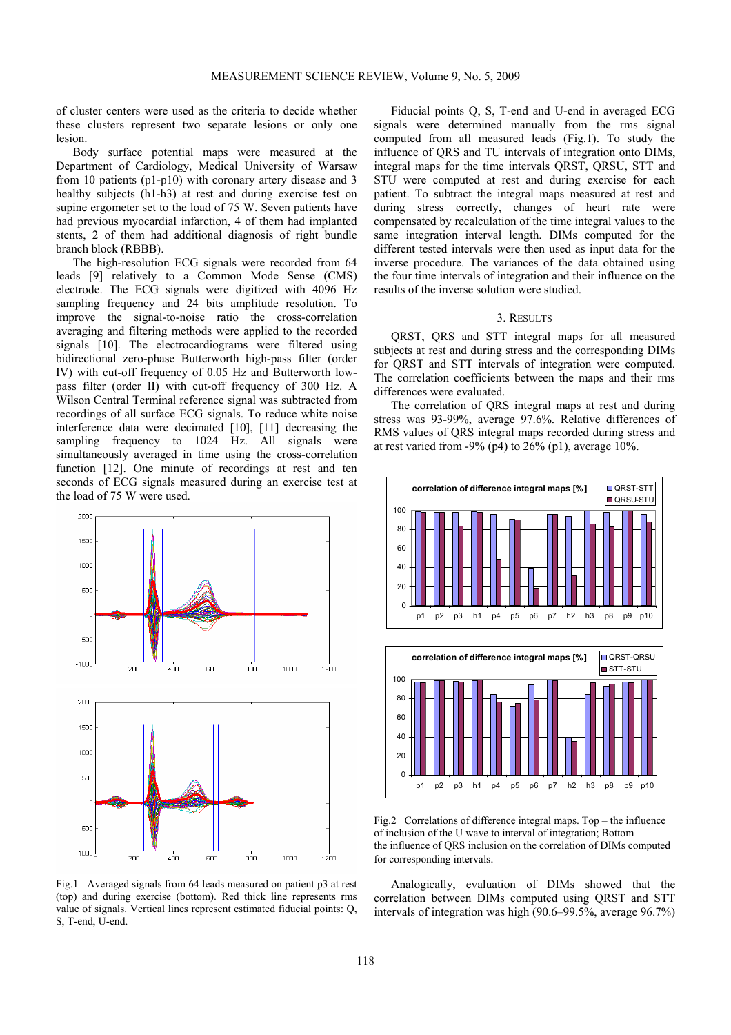of cluster centers were used as the criteria to decide whether these clusters represent two separate lesions or only one lesion.

Body surface potential maps were measured at the Department of Cardiology, Medical University of Warsaw from 10 patients (p1-p10) with coronary artery disease and 3 healthy subjects (h1-h3) at rest and during exercise test on supine ergometer set to the load of 75 W. Seven patients have had previous myocardial infarction, 4 of them had implanted stents, 2 of them had additional diagnosis of right bundle branch block (RBBB).

The high-resolution ECG signals were recorded from 64 leads [9] relatively to a Common Mode Sense (CMS) electrode. The ECG signals were digitized with 4096 Hz sampling frequency and 24 bits amplitude resolution. To improve the signal-to-noise ratio the cross-correlation averaging and filtering methods were applied to the recorded signals [10]. The electrocardiograms were filtered using bidirectional zero-phase Butterworth high-pass filter (order IV) with cut-off frequency of 0.05 Hz and Butterworth low-pass filter (order II) with cut-off frequency of 300 Hz. A Wilson Central Terminal reference signal was subtracted from recordings of all surface ECG signals. To reduce white noise interference data were decimated [10], [11] decreasing the sampling frequency to 1024 Hz. All signals were simultaneously averaged in time using the cross-correlation function [12]. One minute of recordings at rest and ten seconds of ECG signals measured during an exercise test at the load of 75 W were used.

Fig.1 Averaged signals from 64 leads measured on patient p3 at rest (top) and during exercise (bottom). Red thick line represents rms value of signals. Vertical lines represent estimated fiducial points: Q, S, T-end, U-end.

Fiducial points Q, S, T-end and U-end in averaged ECG signals were determined manually from the rms signal computed from all measured leads (Fig.1). To study the influence of QRS and TU intervals of integration onto DIMs, integral maps for the time intervals QRST, QRSU, STT and STU were computed at rest and during exercise for each patient. To subtract the integral maps measured at rest and during stress correctly, changes of heart rate were compensated by recalculation of the time integral values to the same integration interval length. DIMs computed for the different tested intervals were then used as input data for the inverse procedure. The variances of the data obtained using the four time intervals of integration and their influence on the results of the inverse solution were studied.

## 3. Results

QRST, QRS and STT integral maps for all measured subjects at rest and during stress and the corresponding DIMs for QRST and STT intervals of integration were computed. The correlation coefficients between the maps and their rms differences were evaluated.

The correlation of QRS integral maps at rest and during stress was 93-99%, average 97.6%. Relative differences of RMS values of QRS integral maps recorded during stress and at rest varied from -9% (p4) to 26% (p1), average 10%.

Fig.2 Correlations of difference integral maps. Top – the influence of inclusion of the U wave to interval of integration; Bottom – the influence of QRS inclusion on the correlation of DIMs computed for corresponding intervals.

Analogically, evaluation of DIMs showed that the correlation between DIMs computed using QRST and STT intervals of integration was high (90.6–99.5%, average 96.7%)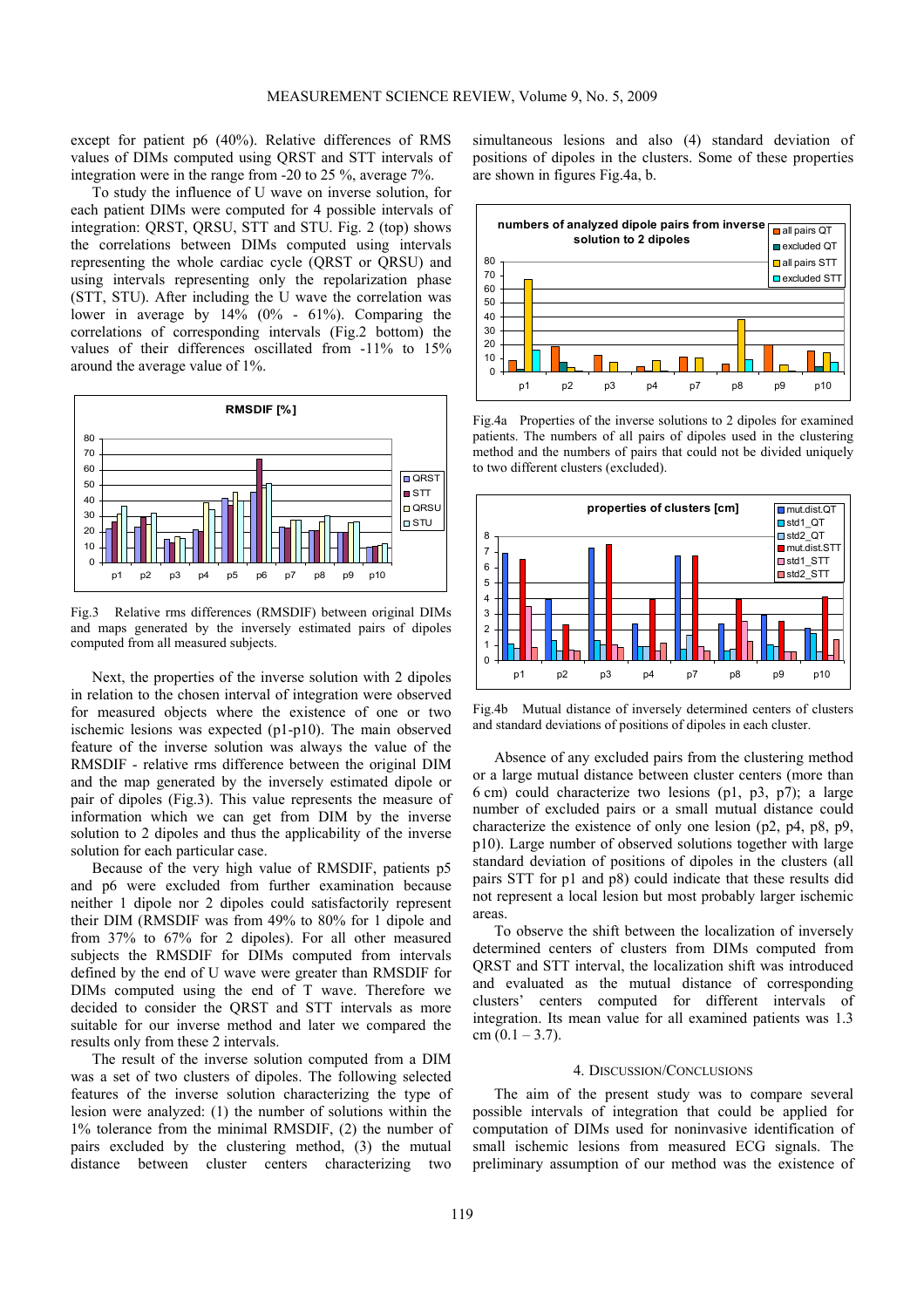except for patient p6 (40%). Relative differences of RMS values of DIMs computed using QRST and STT intervals of integration were in the range from -20 to 25 %, average 7%.

To study the influence of U wave on inverse solution, for each patient DIMs were computed for 4 possible intervals of integration: QRST, QRSU, STT and STU. Fig. 2 (top) shows the correlations between DIMs computed using intervals representing the whole cardiac cycle (QRST or QRSU) and using intervals representing only the repolarization phase (STT, STU). After including the U wave the correlation was lower in average by 14% (0% - 61%). Comparing the correlations of corresponding intervals (Fig.2 bottom) the values of their differences oscillated from -11% to 15% around the average value of 1%.

Fig.3 Relative rms differences (RMSDIF) between original DIMs and maps generated by the inversely estimated pairs of dipoles computed from all measured subjects.

Next, the properties of the inverse solution with 2 dipoles in relation to the chosen interval of integration were observed for measured objects where the existence of one or two ischemic lesions was expected (p1-p10). The main observed feature of the inverse solution was always the value of the RMSDIF - relative rms difference between the original DIM and the map generated by the inversely estimated dipole or pair of dipoles (Fig.3). This value represents the measure of information which we can get from DIM by the inverse solution to 2 dipoles and thus the applicability of the inverse solution for each particular case.

Because of the very high value of RMSDIF, patients p5 and p6 were excluded from further examination because neither 1 dipole nor 2 dipoles could satisfactorily represent their DIM (RMSDIF was from 49% to 80% for 1 dipole and from 37% to 67% for 2 dipoles). For all other measured subjects the RMSDIF for DIMs computed from intervals defined by the end of U wave were greater than RMSDIF for DIMs computed using the end of T wave. Therefore we decided to consider the QRST and STT intervals as more suitable for our inverse method and later we compared the results only from these 2 intervals.

The result of the inverse solution computed from a DIM was a set of two clusters of dipoles. The following selected features of the inverse solution characterizing the type of lesion were analyzed: (1) the number of solutions within the 1% tolerance from the minimal RMSDIF, (2) the number of pairs excluded by the clustering method, (3) the mutual distance between cluster centers characterizing two simultaneous lesions and also (4) standard deviation of positions of dipoles in the clusters. Some of these properties are shown in figures Fig.4a, b.

Fig.4a Properties of the inverse solutions to 2 dipoles for examined patients. The numbers of all pairs of dipoles used in the clustering method and the numbers of pairs that could not be divided uniquely to two different clusters (excluded).

Fig.4b Mutual distance of inversely determined centers of clusters and standard deviations of positions of dipoles in each cluster.

Absence of any excluded pairs from the clustering method or a large mutual distance between cluster centers (more than 6 cm) could characterize two lesions (p1, p3, p7); a large number of excluded pairs or a small mutual distance could characterize the existence of only one lesion (p2, p4, p8, p9, p10). Large number of observed solutions together with large standard deviation of positions of dipoles in the clusters (all pairs STT for p1 and p8) could indicate that these results did not represent a local lesion but most probably larger ischemic areas.

To observe the shift between the localization of inversely determined centers of clusters from DIMs computed from QRST and STT interval, the localization shift was introduced and evaluated as the mutual distance of corresponding clusters' centers computed for different intervals of integration. Its mean value for all examined patients was 1.3 cm (0.1 – 3.7).

## 4. Discussion/Conclusions

The aim of the present study was to compare several possible intervals of integration that could be applied for computation of DIMs used for noninvasive identification of small ischemic lesions from measured ECG signals. The preliminary assumption of our method was the existence of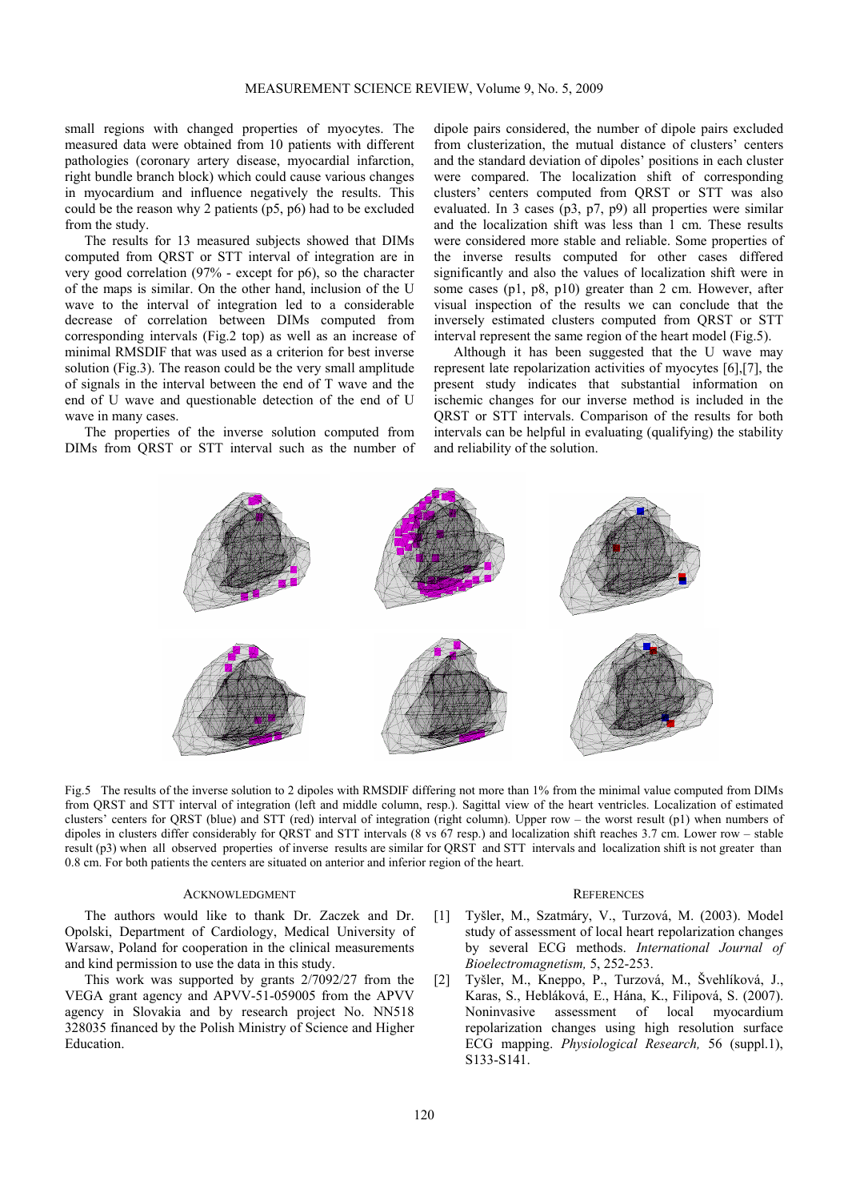small regions with changed properties of myocytes. The measured data were obtained from 10 patients with different pathologies (coronary artery disease, myocardial infarction, right bundle branch block) which could cause various changes in myocardium and influence negatively the results. This could be the reason why 2 patients (p5, p6) had to be excluded from the study.

The results for 13 measured subjects showed that DIMs computed from QRST or STT interval of integration are in very good correlation (97% - except for p6), so the character of the maps is similar. On the other hand, inclusion of the U wave to the interval of integration led to a considerable decrease of correlation between DIMs computed from corresponding intervals (Fig.2 top) as well as an increase of minimal RMSDIF that was used as a criterion for best inverse solution (Fig.3). The reason could be the very small amplitude of signals in the interval between the end of T wave and the end of U wave and questionable detection of the end of U wave in many cases.

The properties of the inverse solution computed from DIMs from QRST or STT interval such as the number of dipole pairs considered, the number of dipole pairs excluded from clusterization, the mutual distance of clusters' centers and the standard deviation of dipoles' positions in each cluster were compared. The localization shift of corresponding clusters' centers computed from QRST or STT was also evaluated. In 3 cases (p3, p7, p9) all properties were similar and the localization shift was less than 1 cm. These results were considered more stable and reliable. Some properties of the inverse results computed for other cases differed significantly and also the values of localization shift were in some cases (p1, p8, p10) greater than 2 cm. However, after visual inspection of the results we can conclude that the inversely estimated clusters computed from QRST or STT interval represent the same region of the heart model (Fig.5).

Although it has been suggested that the U wave may represent late repolarization activities of myocytes [6],[7], the present study indicates that substantial information on ischemic changes for our inverse method is included in the QRST or STT intervals. Comparison of the results for both intervals can be helpful in evaluating (qualifying) the stability and reliability of the solution.

Fig.5 The results of the inverse solution to 2 dipoles with RMSDIF differing not more than 1% from the minimal value computed from DIMs from QRST and STT interval of integration (left and middle column, resp.). Sagittal view of the heart ventricles. Localization of estimated clusters' centers for QRST (blue) and STT (red) interval of integration (right column). Upper row – the worst result (p1) when numbers of dipoles in clusters differ considerably for QRST and STT intervals (8 vs 67 resp.) and localization shift reaches 3.7 cm. Lower row – stable result (p3) when all observed properties of inverse results are similar for QRST and STT intervals and localization shift is not greater than 0.8 cm. For both patients the centers are situated on anterior and inferior region of the heart.

## ACKNOWLEDGMENT

The authors would like to thank Dr. Zaczek and Dr. Opolski, Department of Cardiology, Medical University of Warsaw, Poland for cooperation in the clinical measurements and kind permission to use the data in this study.

This work was supported by grants 2/7092/27 from the VEGA grant agency and APVV-51-059005 from the APVV agency in Slovakia and by research project No. NN518 328035 financed by the Polish Ministry of Science and Higher Education.

## REFERENCES

[1] Tyšler, M., Szatmáry, V., Turzová, M. (2003). Model study of assessment of local heart repolarization changes by several ECG methods. *International Journal of Bioelectromagnetism,* 5, 252-253.

[2] Tyšler, M., Kneppo, P., Turzová, M., Švehlíková, J., Karas, S., Hebláková, E., Hána, K., Filipová, S. (2007). Noninvasive assessment of local myocardium repolarization changes using high resolution surface ECG mapping. *Physiological Research,* 56 (suppl.1), S133-S141.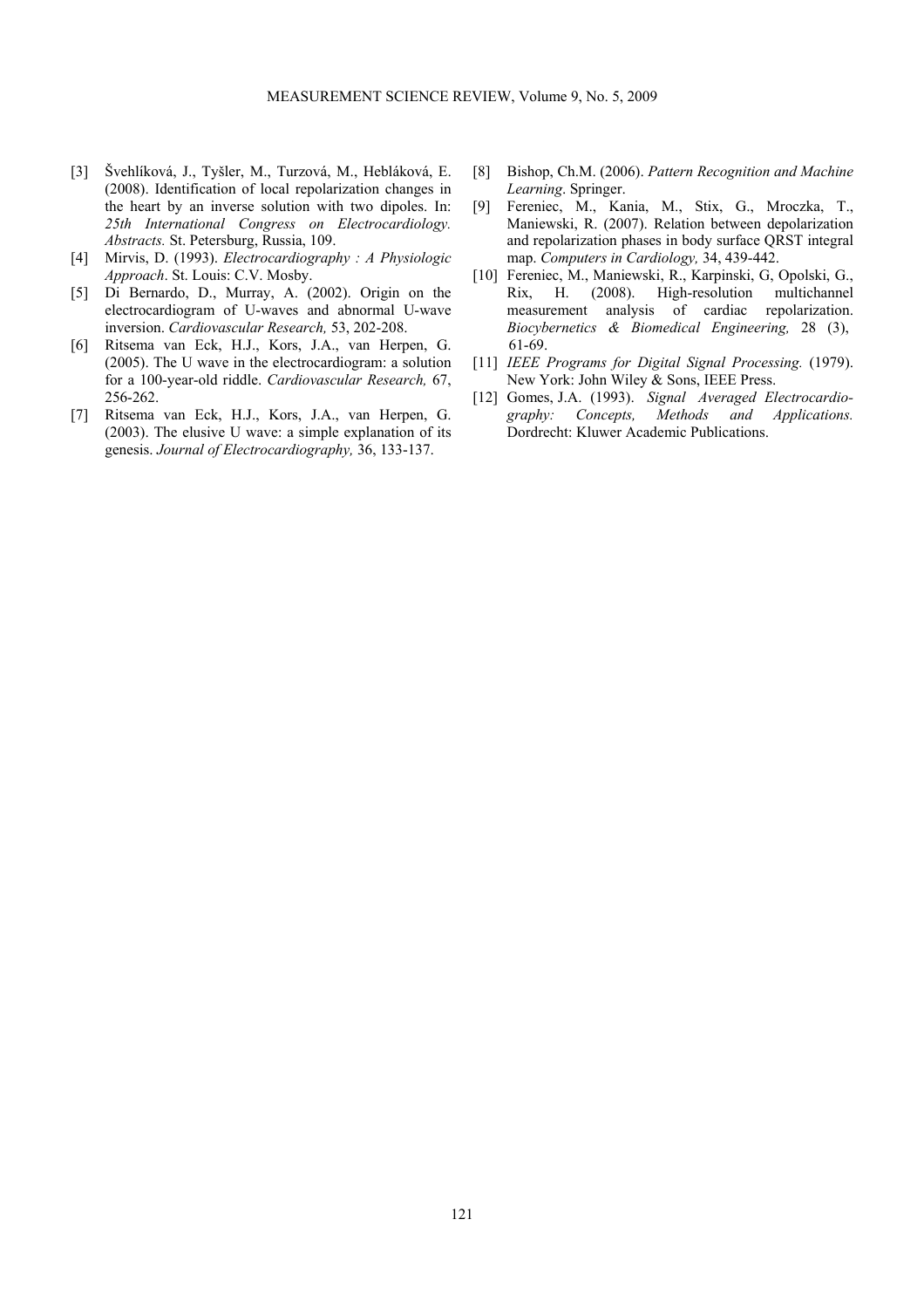[3] Švehlíková, J., Tyšler, M., Turzová, M., Hebláková, E. (2008). Identification of local repolarization changes in the heart by an inverse solution with two dipoles. In: *25th International Congress on Electrocardiology. Abstracts.* St. Petersburg, Russia, 109.

[4] Mirvis, D. (1993). *Electrocardiography : A Physiologic Approach*. St. Louis: C.V. Mosby.

[5] Di Bernardo, D., Murray, A. (2002). Origin on the electrocardiogram of U-waves and abnormal U-wave inversion. *Cardiovascular Research,* 53, 202-208.

[6] Ritsema van Eck, H.J., Kors, J.A., van Herpen, G. (2005). The U wave in the electrocardiogram: a solution for a 100-year-old riddle. *Cardiovascular Research,* 67, 256-262.

[7] Ritsema van Eck, H.J., Kors, J.A., van Herpen, G. (2003). The elusive U wave: a simple explanation of its genesis. *Journal of Electrocardiography,* 36, 133-137.

[8] Bishop, Ch.M. (2006). *Pattern Recognition and Machine Learning*. Springer.

[9] Fereniec, M., Kania, M., Stix, G., Mroczka, T., Maniewski, R. (2007). Relation between depolarization and repolarization phases in body surface QRST integral map. *Computers in Cardiology,* 34, 439-442.

[10] Fereniec, M., Maniewski, R., Karpinski, G, Opolski, G., Rix, H. (2008). High-resolution multichannel measurement analysis of cardiac repolarization. *Biocybernetics & Biomedical Engineering,* 28 (3), 61-69.

[11] *IEEE Programs for Digital Signal Processing.* (1979). New York: John Wiley & Sons, IEEE Press.

[12] Gomes, J.A. (1993). *Signal Averaged Electrocardiography: Concepts, Methods and Applications.* Dordrecht: Kluwer Academic Publications.